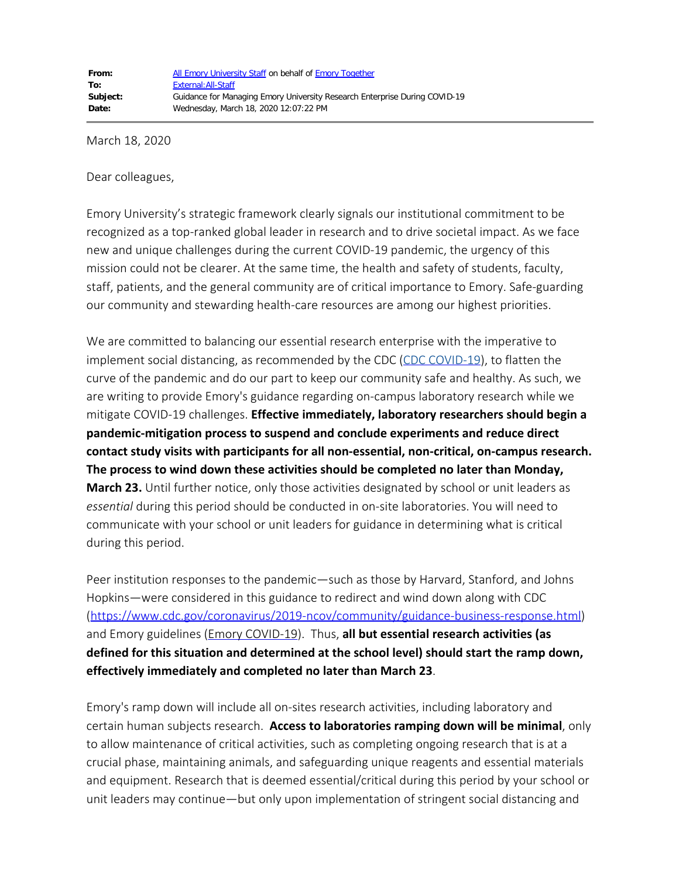| | |
|---|---|
| **From:** | All Emory University Staff on behalf of Emory Together |
| **To:** | External:All-Staff |
| **Subject:** | Guidance for Managing Emory University Research Enterprise During COVID-19 |
| **Date:** | Wednesday, March 18, 2020 12:07:22 PM |

March 18, 2020

Dear colleagues,

Emory University's strategic framework clearly signals our institutional commitment to be recognized as a top-ranked global leader in research and to drive societal impact. As we face new and unique challenges during the current COVID-19 pandemic, the urgency of this mission could not be clearer. At the same time, the health and safety of students, faculty, staff, patients, and the general community are of critical importance to Emory. Safe-guarding our community and stewarding health-care resources are among our highest priorities.

We are committed to balancing our essential research enterprise with the imperative to implement social distancing, as recommended by the CDC (CDC COVID-19), to flatten the curve of the pandemic and do our part to keep our community safe and healthy. As such, we are writing to provide Emory's guidance regarding on-campus laboratory research while we mitigate COVID-19 challenges. **Effective immediately, laboratory researchers should begin a pandemic-mitigation process to suspend and conclude experiments and reduce direct contact study visits with participants for all non-essential, non-critical, on-campus research. The process to wind down these activities should be completed no later than Monday, March 23.** Until further notice, only those activities designated by school or unit leaders as *essential* during this period should be conducted in on-site laboratories. You will need to communicate with your school or unit leaders for guidance in determining what is critical during this period.

Peer institution responses to the pandemic—such as those by Harvard, Stanford, and Johns Hopkins—were considered in this guidance to redirect and wind down along with CDC (https://www.cdc.gov/coronavirus/2019-ncov/community/guidance-business-response.html) and Emory guidelines (Emory COVID-19). Thus, **all but essential research activities (as defined for this situation and determined at the school level) should start the ramp down, effectively immediately and completed no later than March 23**.

Emory's ramp down will include all on-sites research activities, including laboratory and certain human subjects research. **Access to laboratories ramping down will be minimal**, only to allow maintenance of critical activities, such as completing ongoing research that is at a crucial phase, maintaining animals, and safeguarding unique reagents and essential materials and equipment. Research that is deemed essential/critical during this period by your school or unit leaders may continue—but only upon implementation of stringent social distancing and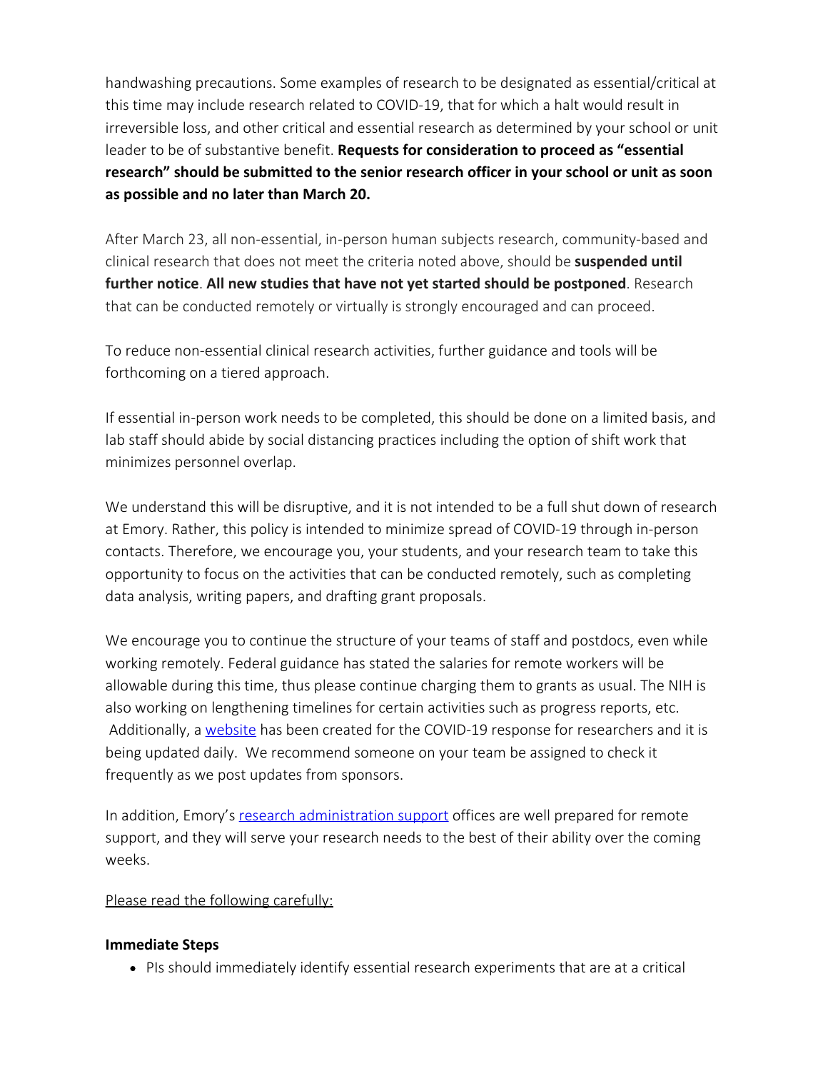handwashing precautions. Some examples of research to be designated as essential/critical at this time may include research related to COVID-19, that for which a halt would result in irreversible loss, and other critical and essential research as determined by your school or unit leader to be of substantive benefit. **Requests for consideration to proceed as "essential research" should be submitted to the senior research officer in your school or unit as soon as possible and no later than March 20.**

After March 23, all non-essential, in-person human subjects research, community-based and clinical research that does not meet the criteria noted above, should be **suspended until further notice**. **All new studies that have not yet started should be postponed**. Research that can be conducted remotely or virtually is strongly encouraged and can proceed.

To reduce non-essential clinical research activities, further guidance and tools will be forthcoming on a tiered approach.

If essential in-person work needs to be completed, this should be done on a limited basis, and lab staff should abide by social distancing practices including the option of shift work that minimizes personnel overlap.

We understand this will be disruptive, and it is not intended to be a full shut down of research at Emory. Rather, this policy is intended to minimize spread of COVID-19 through in-person contacts. Therefore, we encourage you, your students, and your research team to take this opportunity to focus on the activities that can be conducted remotely, such as completing data analysis, writing papers, and drafting grant proposals.

We encourage you to continue the structure of your teams of staff and postdocs, even while working remotely. Federal guidance has stated the salaries for remote workers will be allowable during this time, thus please continue charging them to grants as usual. The NIH is also working on lengthening timelines for certain activities such as progress reports, etc. Additionally, a website has been created for the COVID-19 response for researchers and it is being updated daily. We recommend someone on your team be assigned to check it frequently as we post updates from sponsors.

In addition, Emory's research administration support offices are well prepared for remote support, and they will serve your research needs to the best of their ability over the coming weeks.

Please read the following carefully:

**Immediate Steps**

- PIs should immediately identify essential research experiments that are at a critical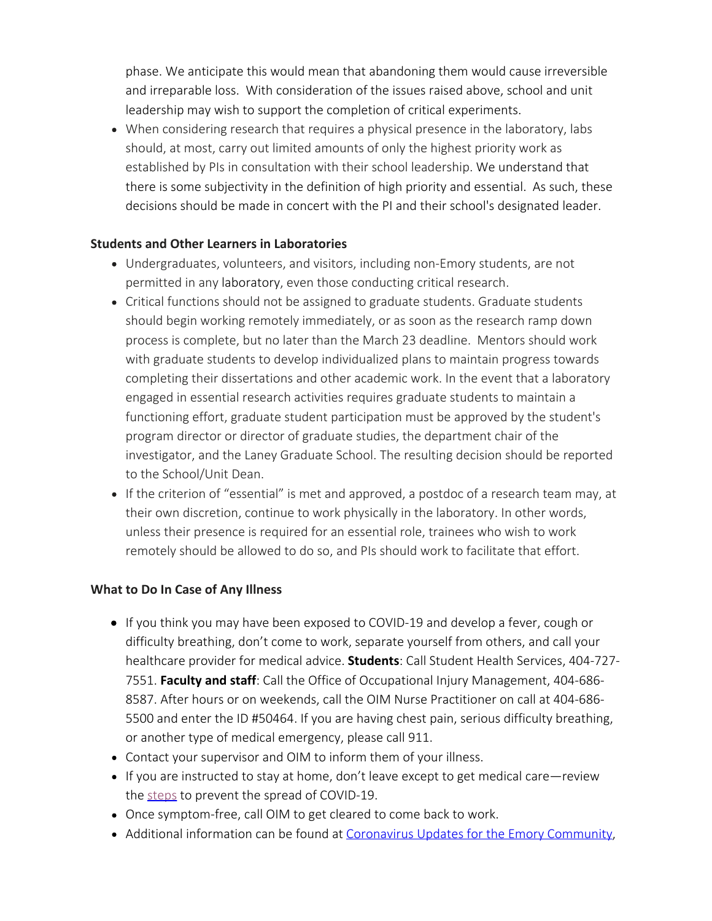phase. We anticipate this would mean that abandoning them would cause irreversible and irreparable loss. With consideration of the issues raised above, school and unit leadership may wish to support the completion of critical experiments.

- When considering research that requires a physical presence in the laboratory, labs should, at most, carry out limited amounts of only the highest priority work as established by PIs in consultation with their school leadership. We understand that there is some subjectivity in the definition of high priority and essential. As such, these decisions should be made in concert with the PI and their school's designated leader.

**Students and Other Learners in Laboratories**

- Undergraduates, volunteers, and visitors, including non-Emory students, are not permitted in any laboratory, even those conducting critical research.
- Critical functions should not be assigned to graduate students. Graduate students should begin working remotely immediately, or as soon as the research ramp down process is complete, but no later than the March 23 deadline. Mentors should work with graduate students to develop individualized plans to maintain progress towards completing their dissertations and other academic work. In the event that a laboratory engaged in essential research activities requires graduate students to maintain a functioning effort, graduate student participation must be approved by the student's program director or director of graduate studies, the department chair of the investigator, and the Laney Graduate School. The resulting decision should be reported to the School/Unit Dean.
- If the criterion of "essential" is met and approved, a postdoc of a research team may, at their own discretion, continue to work physically in the laboratory. In other words, unless their presence is required for an essential role, trainees who wish to work remotely should be allowed to do so, and PIs should work to facilitate that effort.

**What to Do In Case of Any Illness**

- If you think you may have been exposed to COVID-19 and develop a fever, cough or difficulty breathing, don't come to work, separate yourself from others, and call your healthcare provider for medical advice. **Students**: Call Student Health Services, 404-727-7551. **Faculty and staff**: Call the Office of Occupational Injury Management, 404-686-8587. After hours or on weekends, call the OIM Nurse Practitioner on call at 404-686-5500 and enter the ID #50464. If you are having chest pain, serious difficulty breathing, or another type of medical emergency, please call 911.
- Contact your supervisor and OIM to inform them of your illness.
- If you are instructed to stay at home, don't leave except to get medical care—review the steps to prevent the spread of COVID-19.
- Once symptom-free, call OIM to get cleared to come back to work.
- Additional information can be found at Coronavirus Updates for the Emory Community,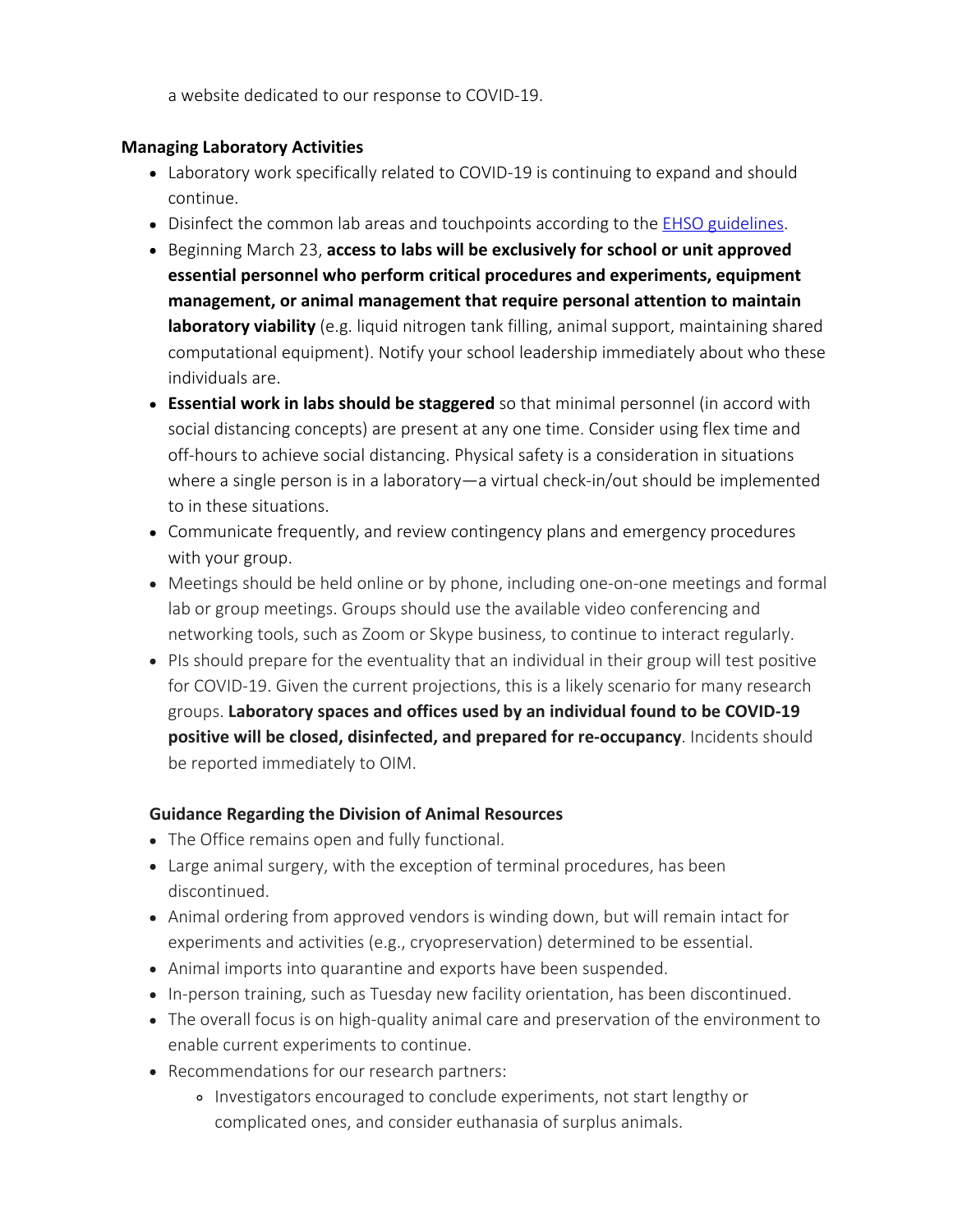a website dedicated to our response to COVID-19.

**Managing Laboratory Activities**

- Laboratory work specifically related to COVID-19 is continuing to expand and should continue.
- Disinfect the common lab areas and touchpoints according to the EHSO guidelines.
- Beginning March 23, **access to labs will be exclusively for school or unit approved essential personnel who perform critical procedures and experiments, equipment management, or animal management that require personal attention to maintain laboratory viability** (e.g. liquid nitrogen tank filling, animal support, maintaining shared computational equipment). Notify your school leadership immediately about who these individuals are.
- **Essential work in labs should be staggered** so that minimal personnel (in accord with social distancing concepts) are present at any one time. Consider using flex time and off-hours to achieve social distancing. Physical safety is a consideration in situations where a single person is in a laboratory—a virtual check-in/out should be implemented to in these situations.
- Communicate frequently, and review contingency plans and emergency procedures with your group.
- Meetings should be held online or by phone, including one-on-one meetings and formal lab or group meetings. Groups should use the available video conferencing and networking tools, such as Zoom or Skype business, to continue to interact regularly.
- PIs should prepare for the eventuality that an individual in their group will test positive for COVID-19. Given the current projections, this is a likely scenario for many research groups. **Laboratory spaces and offices used by an individual found to be COVID-19 positive will be closed, disinfected, and prepared for re-occupancy**. Incidents should be reported immediately to OIM.

**Guidance Regarding the Division of Animal Resources**

- The Office remains open and fully functional.
- Large animal surgery, with the exception of terminal procedures, has been discontinued.
- Animal ordering from approved vendors is winding down, but will remain intact for experiments and activities (e.g., cryopreservation) determined to be essential.
- Animal imports into quarantine and exports have been suspended.
- In-person training, such as Tuesday new facility orientation, has been discontinued.
- The overall focus is on high-quality animal care and preservation of the environment to enable current experiments to continue.
- Recommendations for our research partners:
  - Investigators encouraged to conclude experiments, not start lengthy or complicated ones, and consider euthanasia of surplus animals.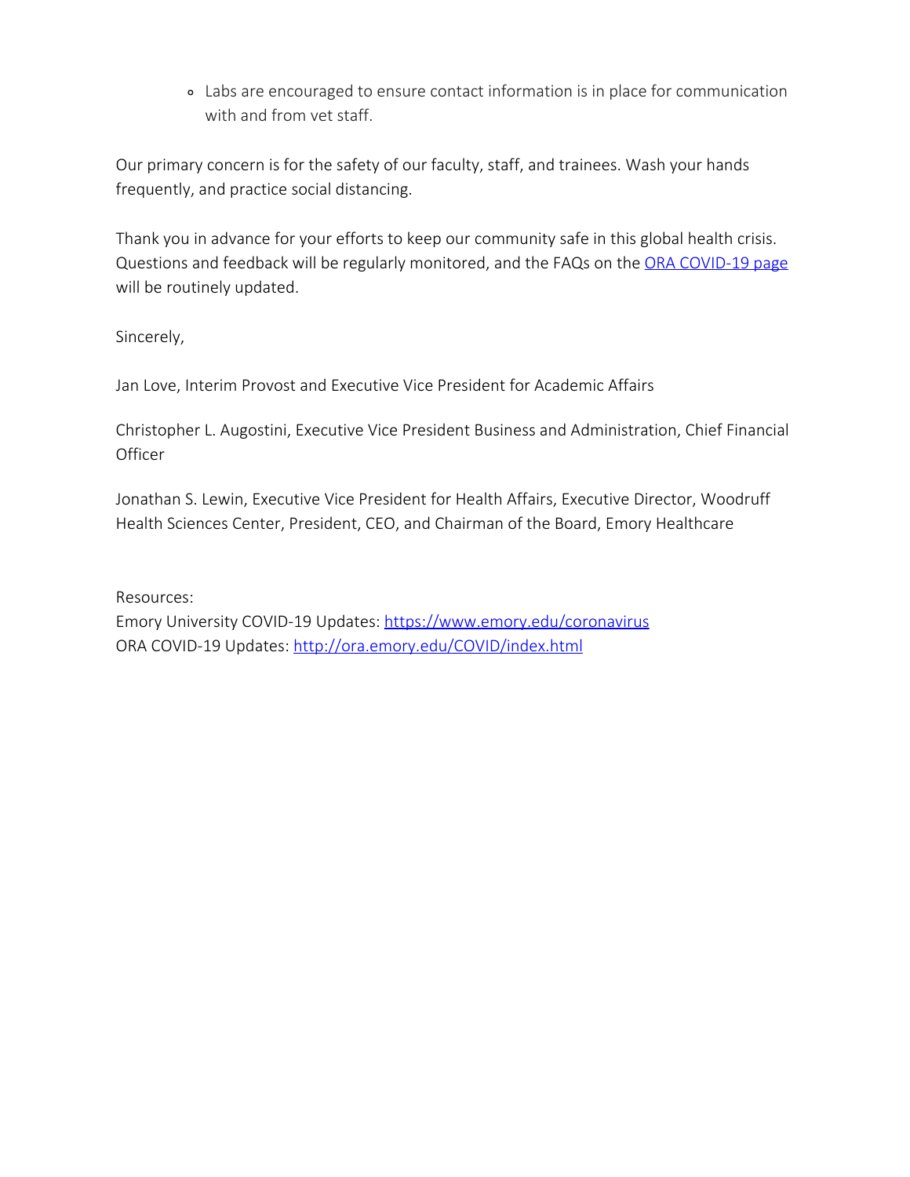- Labs are encouraged to ensure contact information is in place for communication with and from vet staff.

Our primary concern is for the safety of our faculty, staff, and trainees. Wash your hands frequently, and practice social distancing.

Thank you in advance for your efforts to keep our community safe in this global health crisis. Questions and feedback will be regularly monitored, and the FAQs on the [ORA COVID-19 page](http://ora.emory.edu/COVID/index.html) will be routinely updated.

Sincerely,

Jan Love, Interim Provost and Executive Vice President for Academic Affairs

Christopher L. Augostini, Executive Vice President Business and Administration, Chief Financial Officer

Jonathan S. Lewin, Executive Vice President for Health Affairs, Executive Director, Woodruff Health Sciences Center, President, CEO, and Chairman of the Board, Emory Healthcare

Resources:
Emory University COVID-19 Updates: https://www.emory.edu/coronavirus
ORA COVID-19 Updates: http://ora.emory.edu/COVID/index.html